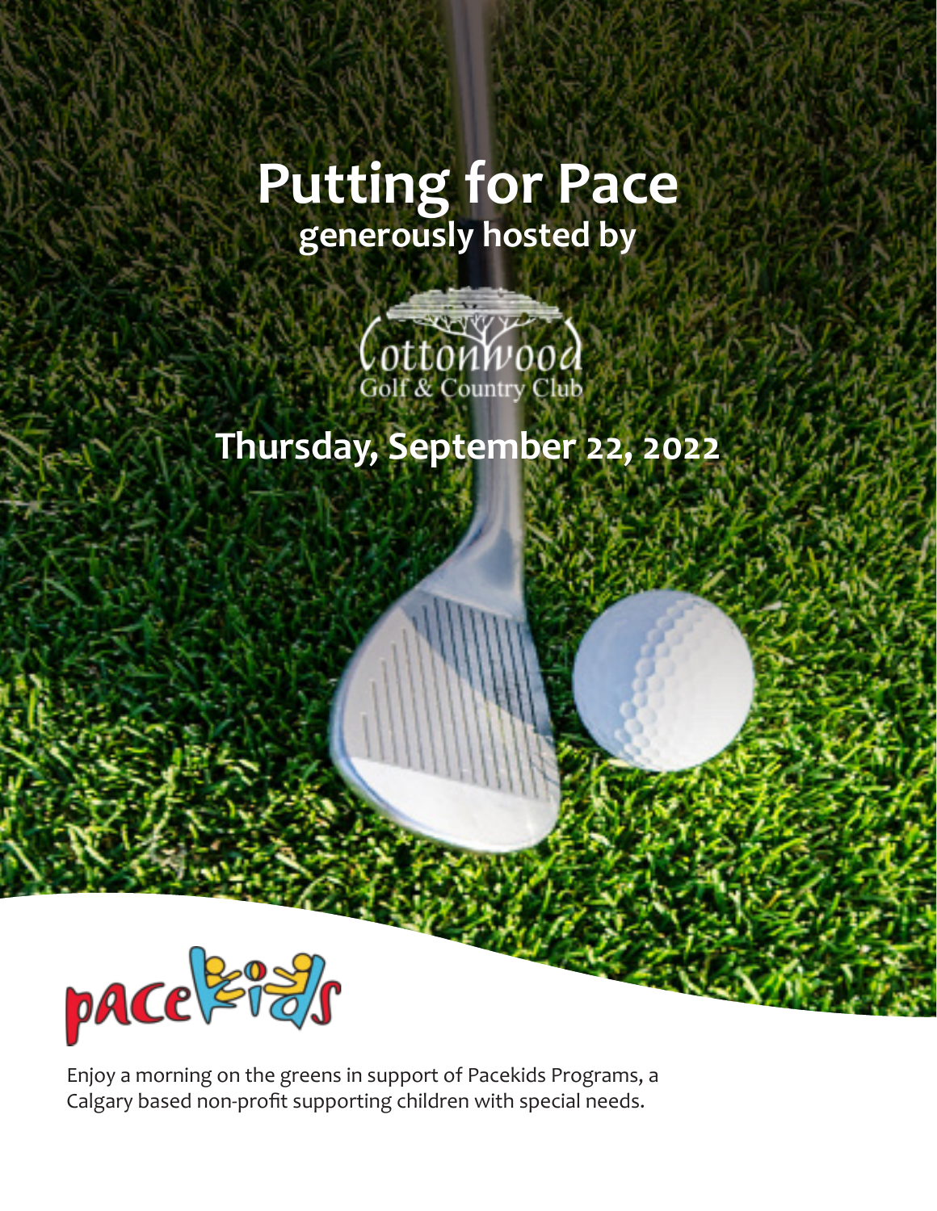# Putting for Pace

## generously hosted by

Cottonwood
Golf & Country Club

## Thursday, September 22, 2022

pacekids

Enjoy a morning on the greens in support of Pacekids Programs, a Calgary based non-profit supporting children with special needs.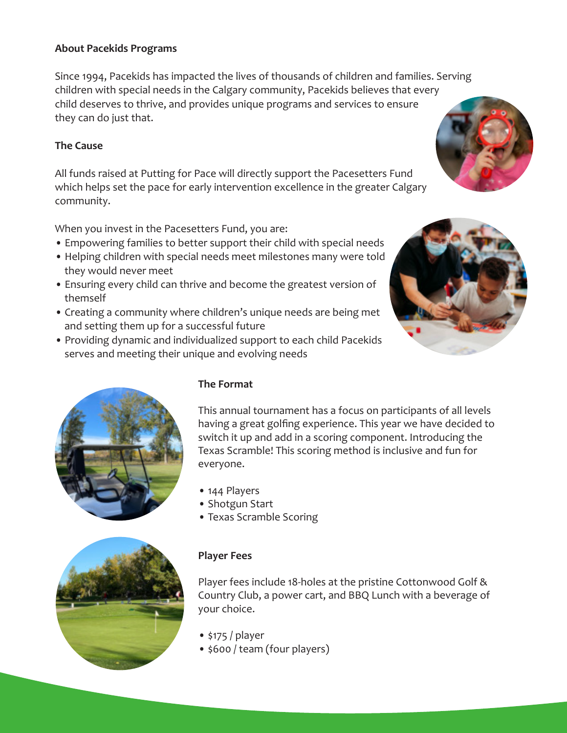**About Pacekids Programs**

Since 1994, Pacekids has impacted the lives of thousands of children and families. Serving children with special needs in the Calgary community, Pacekids believes that every child deserves to thrive, and provides unique programs and services to ensure they can do just that.

**The Cause**

All funds raised at Putting for Pace will directly support the Pacesetters Fund which helps set the pace for early intervention excellence in the greater Calgary community.

When you invest in the Pacesetters Fund, you are:

- Empowering families to better support their child with special needs
- Helping children with special needs meet milestones many were told they would never meet
- Ensuring every child can thrive and become the greatest version of themself
- Creating a community where children's unique needs are being met and setting them up for a successful future
- Providing dynamic and individualized support to each child Pacekids serves and meeting their unique and evolving needs

**The Format**

This annual tournament has a focus on participants of all levels having a great golfing experience. This year we have decided to switch it up and add in a scoring component. Introducing the Texas Scramble! This scoring method is inclusive and fun for everyone.

- 144 Players
- Shotgun Start
- Texas Scramble Scoring

**Player Fees**

Player fees include 18-holes at the pristine Cottonwood Golf & Country Club, a power cart, and BBQ Lunch with a beverage of your choice.

- $175 / player
- $600 / team (four players)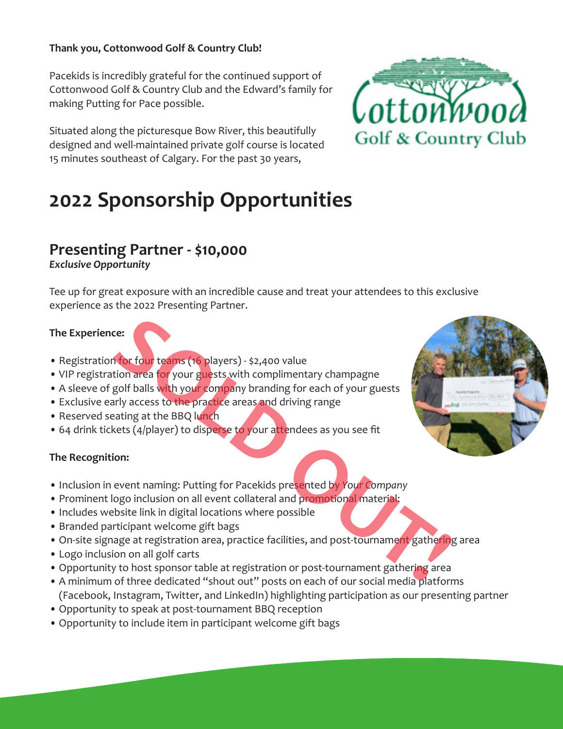**Thank you, Cottonwood Golf & Country Club!**

Pacekids is incredibly grateful for the continued support of Cottonwood Golf & Country Club and the Edward's family for making Putting for Pace possible.

Situated along the picturesque Bow River, this beautifully designed and well-maintained private golf course is located 15 minutes southeast of Calgary. For the past 30 years,

# 2022 Sponsorship Opportunities

## Presenting Partner - $10,000

***Exclusive Opportunity***

SOLD OUT!

Tee up for great exposure with an incredible cause and treat your attendees to this exclusive experience as the 2022 Presenting Partner.

**The Experience:**

- Registration for four teams (16 players) - $2,400 value
- VIP registration area for your guests with complimentary champagne
- A sleeve of golf balls with your company branding for each of your guests
- Exclusive early access to the practice areas and driving range
- Reserved seating at the BBQ lunch
- 64 drink tickets (4/player) to disperse to your attendees as you see fit

**The Recognition:**

- Inclusion in event naming: Putting for Pacekids presented by *Your Company*
- Prominent logo inclusion on all event collateral and promotional material:
- Includes website link in digital locations where possible
- Branded participant welcome gift bags
- On-site signage at registration area, practice facilities, and post-tournament gathering area
- Logo inclusion on all golf carts
- Opportunity to host sponsor table at registration or post-tournament gathering area
- A minimum of three dedicated "shout out" posts on each of our social media platforms (Facebook, Instagram, Twitter, and LinkedIn) highlighting participation as our presenting partner
- Opportunity to speak at post-tournament BBQ reception
- Opportunity to include item in participant welcome gift bags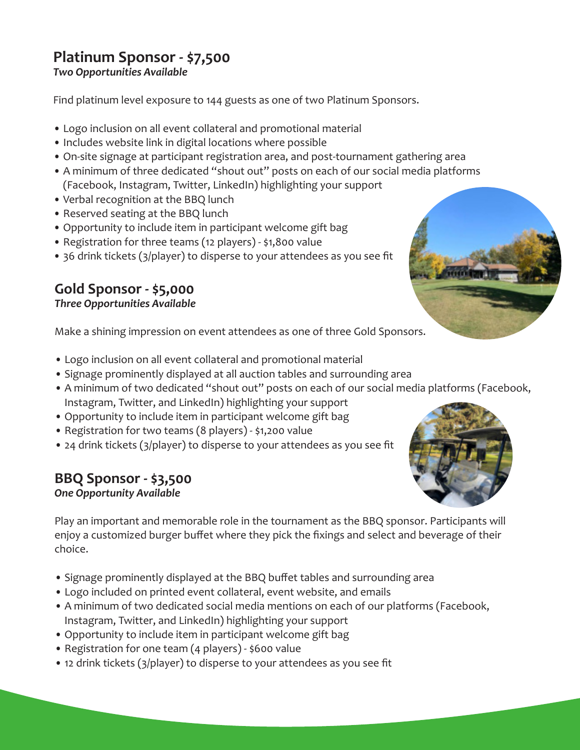## Platinum Sponsor - $7,500

***Two Opportunities Available***

Find platinum level exposure to 144 guests as one of two Platinum Sponsors.

- Logo inclusion on all event collateral and promotional material
- Includes website link in digital locations where possible
- On-site signage at participant registration area, and post-tournament gathering area
- A minimum of three dedicated "shout out" posts on each of our social media platforms (Facebook, Instagram, Twitter, LinkedIn) highlighting your support
- Verbal recognition at the BBQ lunch
- Reserved seating at the BBQ lunch
- Opportunity to include item in participant welcome gift bag
- Registration for three teams (12 players) - $1,800 value
- 36 drink tickets (3/player) to disperse to your attendees as you see fit

## Gold Sponsor - $5,000

***Three Opportunities Available***

Make a shining impression on event attendees as one of three Gold Sponsors.

- Logo inclusion on all event collateral and promotional material
- Signage prominently displayed at all auction tables and surrounding area
- A minimum of two dedicated "shout out" posts on each of our social media platforms (Facebook, Instagram, Twitter, and LinkedIn) highlighting your support
- Opportunity to include item in participant welcome gift bag
- Registration for two teams (8 players) - $1,200 value
- 24 drink tickets (3/player) to disperse to your attendees as you see fit

## BBQ Sponsor - $3,500

***One Opportunity Available***

Play an important and memorable role in the tournament as the BBQ sponsor. Participants will enjoy a customized burger buffet where they pick the fixings and select and beverage of their choice.

- Signage prominently displayed at the BBQ buffet tables and surrounding area
- Logo included on printed event collateral, event website, and emails
- A minimum of two dedicated social media mentions on each of our platforms (Facebook, Instagram, Twitter, and LinkedIn) highlighting your support
- Opportunity to include item in participant welcome gift bag
- Registration for one team (4 players) - $600 value
- 12 drink tickets (3/player) to disperse to your attendees as you see fit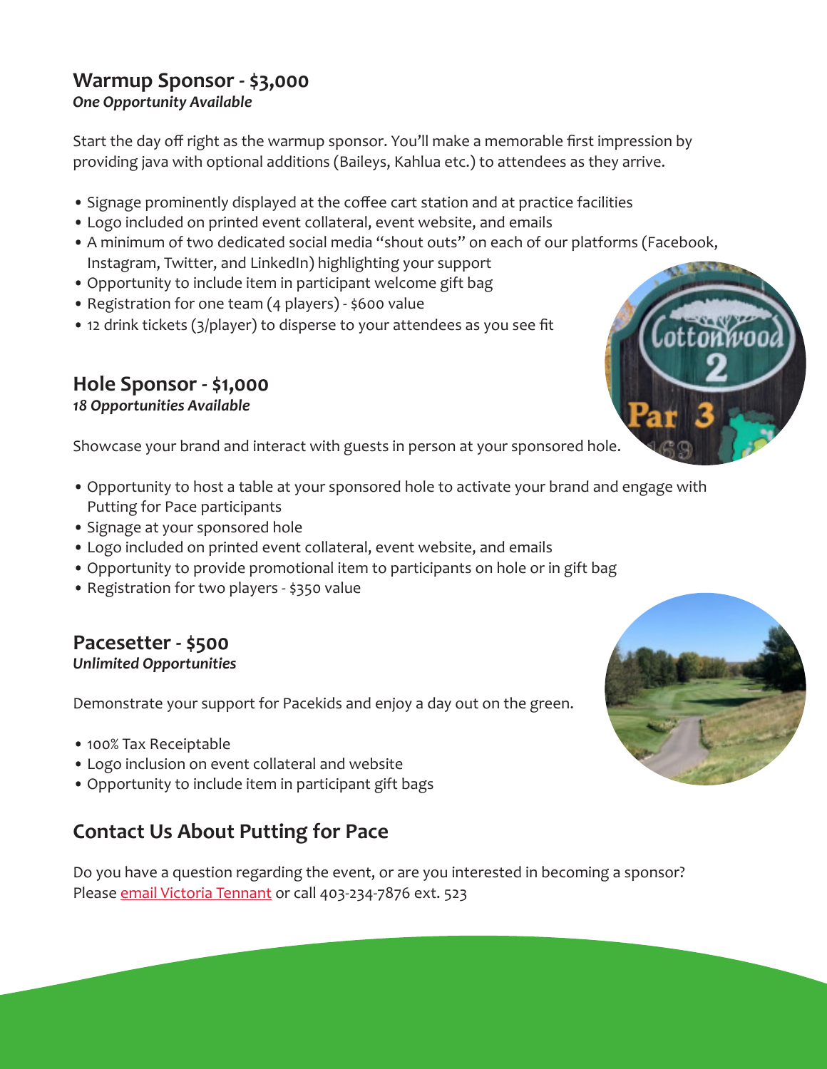## Warmup Sponsor - $3,000

***One Opportunity Available***

Start the day off right as the warmup sponsor. You'll make a memorable first impression by providing java with optional additions (Baileys, Kahlua etc.) to attendees as they arrive.

- Signage prominently displayed at the coffee cart station and at practice facilities
- Logo included on printed event collateral, event website, and emails
- A minimum of two dedicated social media "shout outs" on each of our platforms (Facebook, Instagram, Twitter, and LinkedIn) highlighting your support
- Opportunity to include item in participant welcome gift bag
- Registration for one team (4 players) - $600 value
- 12 drink tickets (3/player) to disperse to your attendees as you see fit

## Hole Sponsor - $1,000

***18 Opportunities Available***

Showcase your brand and interact with guests in person at your sponsored hole.

- Opportunity to host a table at your sponsored hole to activate your brand and engage with Putting for Pace participants
- Signage at your sponsored hole
- Logo included on printed event collateral, event website, and emails
- Opportunity to provide promotional item to participants on hole or in gift bag
- Registration for two players - $350 value

## Pacesetter - $500

***Unlimited Opportunities***

Demonstrate your support for Pacekids and enjoy a day out on the green.

- 100% Tax Receiptable
- Logo inclusion on event collateral and website
- Opportunity to include item in participant gift bags

## Contact Us About Putting for Pace

Do you have a question regarding the event, or are you interested in becoming a sponsor? Please email Victoria Tennant or call 403-234-7876 ext. 523